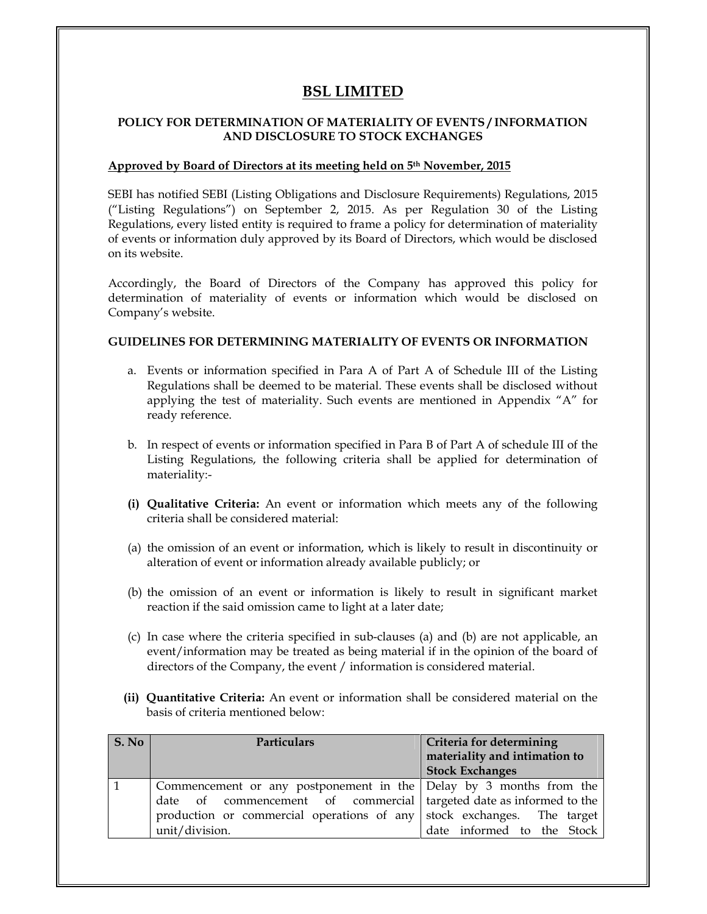# BSL LIMITED

## POLICY FOR DETERMINATION OF MATERIALITY OF EVENTS / INFORMATION AND DISCLOSURE TO STOCK EXCHANGES

**Approved by Board of Directors at its meeting held on 5th November, 2015**

SEBI has notified SEBI (Listing Obligations and Disclosure Requirements) Regulations, 2015 ("Listing Regulations") on September 2, 2015. As per Regulation 30 of the Listing Regulations, every listed entity is required to frame a policy for determination of materiality of events or information duly approved by its Board of Directors, which would be disclosed on its website.

Accordingly, the Board of Directors of the Company has approved this policy for determination of materiality of events or information which would be disclosed on Company's website.

### GUIDELINES FOR DETERMINING MATERIALITY OF EVENTS OR INFORMATION

a. Events or information specified in Para A of Part A of Schedule III of the Listing Regulations shall be deemed to be material. These events shall be disclosed without applying the test of materiality. Such events are mentioned in Appendix "A" for ready reference.

b. In respect of events or information specified in Para B of Part A of schedule III of the Listing Regulations, the following criteria shall be applied for determination of materiality:-

**(i) Qualitative Criteria:** An event or information which meets any of the following criteria shall be considered material:

(a) the omission of an event or information, which is likely to result in discontinuity or alteration of event or information already available publicly; or

(b) the omission of an event or information is likely to result in significant market reaction if the said omission came to light at a later date;

(c) In case where the criteria specified in sub-clauses (a) and (b) are not applicable, an event/information may be treated as being material if in the opinion of the board of directors of the Company, the event / information is considered material.

**(ii) Quantitative Criteria:** An event or information shall be considered material on the basis of criteria mentioned below:

| S. No | Particulars | Criteria for determining materiality and intimation to Stock Exchanges |
|---|---|---|
| 1 | Commencement or any postponement in the date of commencement of commercial production or commercial operations of any unit/division. | Delay by 3 months from the targeted date as informed to the stock exchanges. The target date informed to the Stock |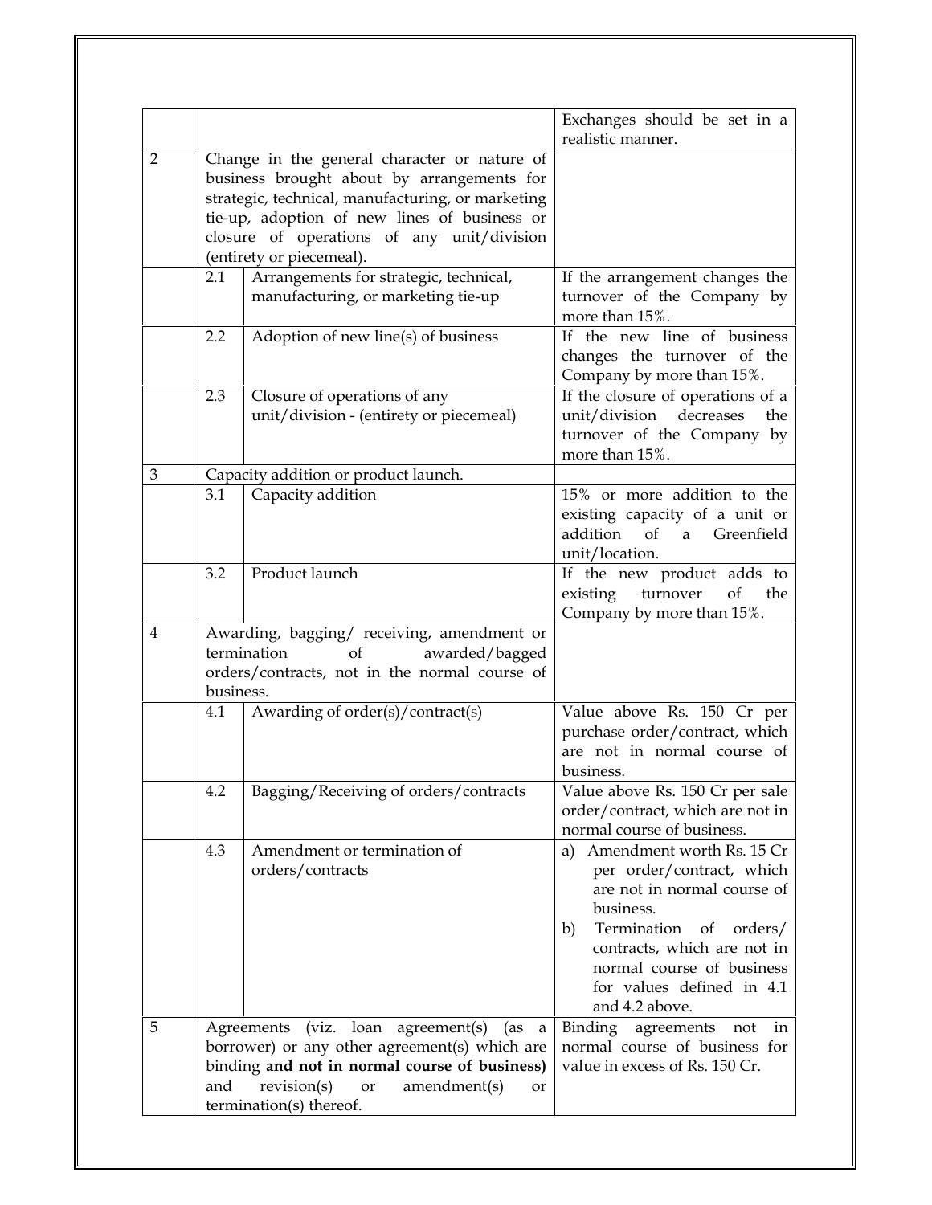| | | | |
|---|---|---|---|
| | | | Exchanges should be set in a realistic manner. |
| 2 | Change in the general character or nature of business brought about by arrangements for strategic, technical, manufacturing, or marketing tie-up, adoption of new lines of business or closure of operations of any unit/division (entirety or piecemeal). | | |
| | 2.1 | Arrangements for strategic, technical, manufacturing, or marketing tie-up | If the arrangement changes the turnover of the Company by more than 15%. |
| | 2.2 | Adoption of new line(s) of business | If the new line of business changes the turnover of the Company by more than 15%. |
| | 2.3 | Closure of operations of any unit/division - (entirety or piecemeal) | If the closure of operations of a unit/division decreases the turnover of the Company by more than 15%. |
| 3 | Capacity addition or product launch. | | |
| | 3.1 | Capacity addition | 15% or more addition to the existing capacity of a unit or addition of a Greenfield unit/location. |
| | 3.2 | Product launch | If the new product adds to existing turnover of the Company by more than 15%. |
| 4 | Awarding, bagging/ receiving, amendment or termination of awarded/bagged orders/contracts, not in the normal course of business. | | |
| | 4.1 | Awarding of order(s)/contract(s) | Value above Rs. 150 Cr per purchase order/contract, which are not in normal course of business. |
| | 4.2 | Bagging/Receiving of orders/contracts | Value above Rs. 150 Cr per sale order/contract, which are not in normal course of business. |
| | 4.3 | Amendment or termination of orders/contracts | a) Amendment worth Rs. 15 Cr per order/contract, which are not in normal course of business.<br>b) Termination of orders/ contracts, which are not in normal course of business for values defined in 4.1 and 4.2 above. |
| 5 | Agreements (viz. loan agreement(s) (as a borrower) or any other agreement(s) which are binding **and not in normal course of business)** and revision(s) or amendment(s) or termination(s) thereof. | | Binding agreements not in normal course of business for value in excess of Rs. 150 Cr. |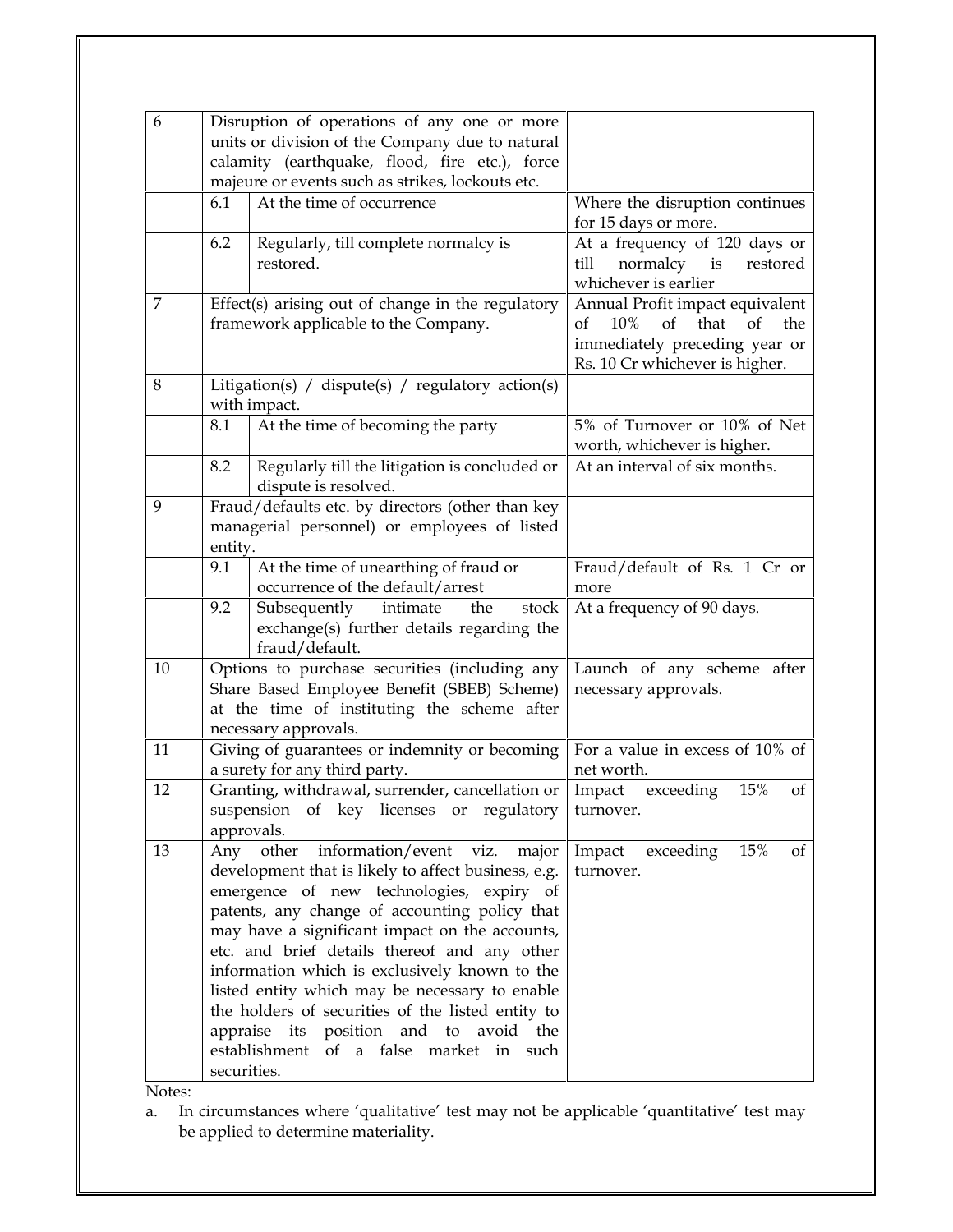| | | | |
|---|---|---|---|
| 6 | Disruption of operations of any one or more units or division of the Company due to natural calamity (earthquake, flood, fire etc.), force majeure or events such as strikes, lockouts etc. | | |
| | 6.1 | At the time of occurrence | Where the disruption continues for 15 days or more. |
| | 6.2 | Regularly, till complete normalcy is restored. | At a frequency of 120 days or till normalcy is restored whichever is earlier |
| 7 | Effect(s) arising out of change in the regulatory framework applicable to the Company. | | Annual Profit impact equivalent of 10% of that of the immediately preceding year or Rs. 10 Cr whichever is higher. |
| 8 | Litigation(s) / dispute(s) / regulatory action(s) with impact. | | |
| | 8.1 | At the time of becoming the party | 5% of Turnover or 10% of Net worth, whichever is higher. |
| | 8.2 | Regularly till the litigation is concluded or dispute is resolved. | At an interval of six months. |
| 9 | Fraud/defaults etc. by directors (other than key managerial personnel) or employees of listed entity. | | |
| | 9.1 | At the time of unearthing of fraud or occurrence of the default/arrest | Fraud/default of Rs. 1 Cr or more |
| | 9.2 | Subsequently intimate the stock exchange(s) further details regarding the fraud/default. | At a frequency of 90 days. |
| 10 | Options to purchase securities (including any Share Based Employee Benefit (SBEB) Scheme) at the time of instituting the scheme after necessary approvals. | | Launch of any scheme after necessary approvals. |
| 11 | Giving of guarantees or indemnity or becoming a surety for any third party. | | For a value in excess of 10% of net worth. |
| 12 | Granting, withdrawal, surrender, cancellation or suspension of key licenses or regulatory approvals. | | Impact exceeding 15% of turnover. |
| 13 | Any other information/event viz. major development that is likely to affect business, e.g. emergence of new technologies, expiry of patents, any change of accounting policy that may have a significant impact on the accounts, etc. and brief details thereof and any other information which is exclusively known to the listed entity which may be necessary to enable the holders of securities of the listed entity to appraise its position and to avoid the establishment of a false market in such securities. | | Impact exceeding 15% of turnover. |

Notes:

a. In circumstances where 'qualitative' test may not be applicable 'quantitative' test may be applied to determine materiality.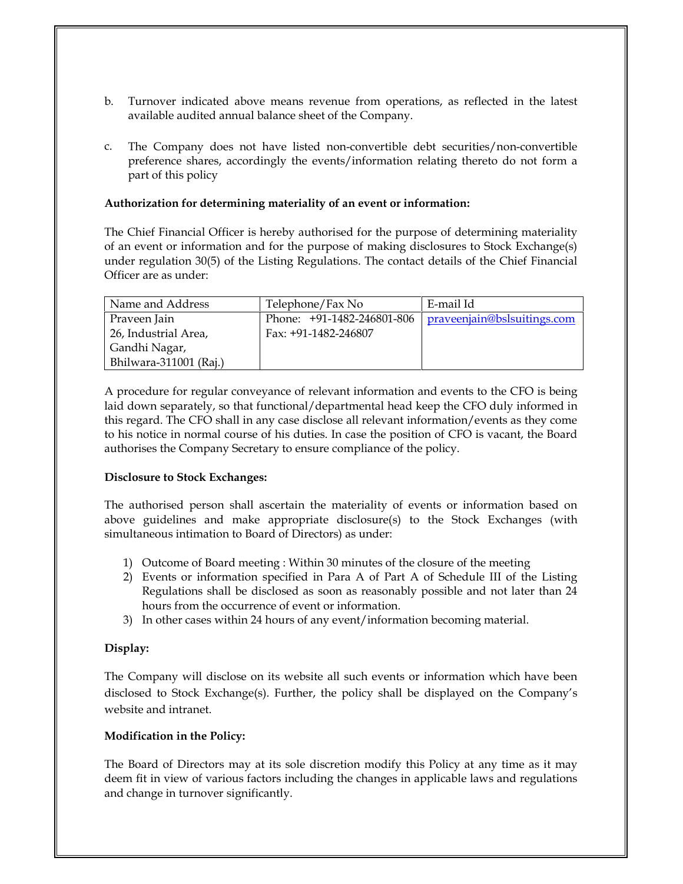b. Turnover indicated above means revenue from operations, as reflected in the latest available audited annual balance sheet of the Company.

c. The Company does not have listed non-convertible debt securities/non-convertible preference shares, accordingly the events/information relating thereto do not form a part of this policy

**Authorization for determining materiality of an event or information:**

The Chief Financial Officer is hereby authorised for the purpose of determining materiality of an event or information and for the purpose of making disclosures to Stock Exchange(s) under regulation 30(5) of the Listing Regulations. The contact details of the Chief Financial Officer are as under:

| Name and Address | Telephone/Fax No | E-mail Id |
|---|---|---|
| Praveen Jain<br>26, Industrial Area,<br>Gandhi Nagar,<br>Bhilwara-311001 (Raj.) | Phone: +91-1482-246801-806<br>Fax: +91-1482-246807 | praveenjain@bslsuitings.com |

A procedure for regular conveyance of relevant information and events to the CFO is being laid down separately, so that functional/departmental head keep the CFO duly informed in this regard. The CFO shall in any case disclose all relevant information/events as they come to his notice in normal course of his duties. In case the position of CFO is vacant, the Board authorises the Company Secretary to ensure compliance of the policy.

**Disclosure to Stock Exchanges:**

The authorised person shall ascertain the materiality of events or information based on above guidelines and make appropriate disclosure(s) to the Stock Exchanges (with simultaneous intimation to Board of Directors) as under:

1) Outcome of Board meeting : Within 30 minutes of the closure of the meeting
2) Events or information specified in Para A of Part A of Schedule III of the Listing Regulations shall be disclosed as soon as reasonably possible and not later than 24 hours from the occurrence of event or information.
3) In other cases within 24 hours of any event/information becoming material.

**Display:**

The Company will disclose on its website all such events or information which have been disclosed to Stock Exchange(s). Further, the policy shall be displayed on the Company's website and intranet.

**Modification in the Policy:**

The Board of Directors may at its sole discretion modify this Policy at any time as it may deem fit in view of various factors including the changes in applicable laws and regulations and change in turnover significantly.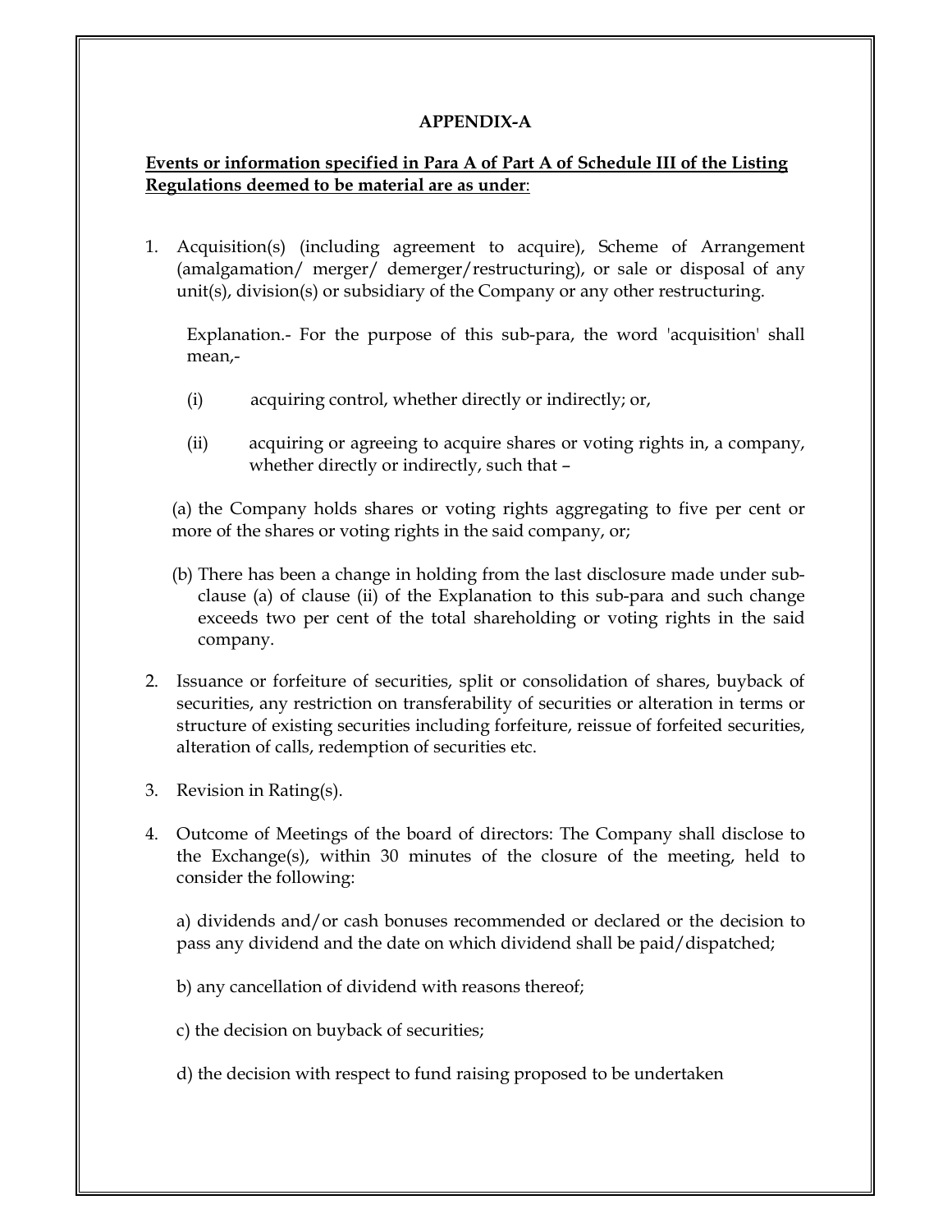## APPENDIX-A

**Events or information specified in Para A of Part A of Schedule III of the Listing Regulations deemed to be material are as under**:

1. Acquisition(s) (including agreement to acquire), Scheme of Arrangement (amalgamation/ merger/ demerger/restructuring), or sale or disposal of any unit(s), division(s) or subsidiary of the Company or any other restructuring.

   Explanation.- For the purpose of this sub-para, the word 'acquisition' shall mean,-

   (i) acquiring control, whether directly or indirectly; or,

   (ii) acquiring or agreeing to acquire shares or voting rights in, a company, whether directly or indirectly, such that –

   (a) the Company holds shares or voting rights aggregating to five per cent or more of the shares or voting rights in the said company, or;

   (b) There has been a change in holding from the last disclosure made under sub-clause (a) of clause (ii) of the Explanation to this sub-para and such change exceeds two per cent of the total shareholding or voting rights in the said company.

2. Issuance or forfeiture of securities, split or consolidation of shares, buyback of securities, any restriction on transferability of securities or alteration in terms or structure of existing securities including forfeiture, reissue of forfeited securities, alteration of calls, redemption of securities etc.

3. Revision in Rating(s).

4. Outcome of Meetings of the board of directors: The Company shall disclose to the Exchange(s), within 30 minutes of the closure of the meeting, held to consider the following:

   a) dividends and/or cash bonuses recommended or declared or the decision to pass any dividend and the date on which dividend shall be paid/dispatched;

   b) any cancellation of dividend with reasons thereof;

   c) the decision on buyback of securities;

   d) the decision with respect to fund raising proposed to be undertaken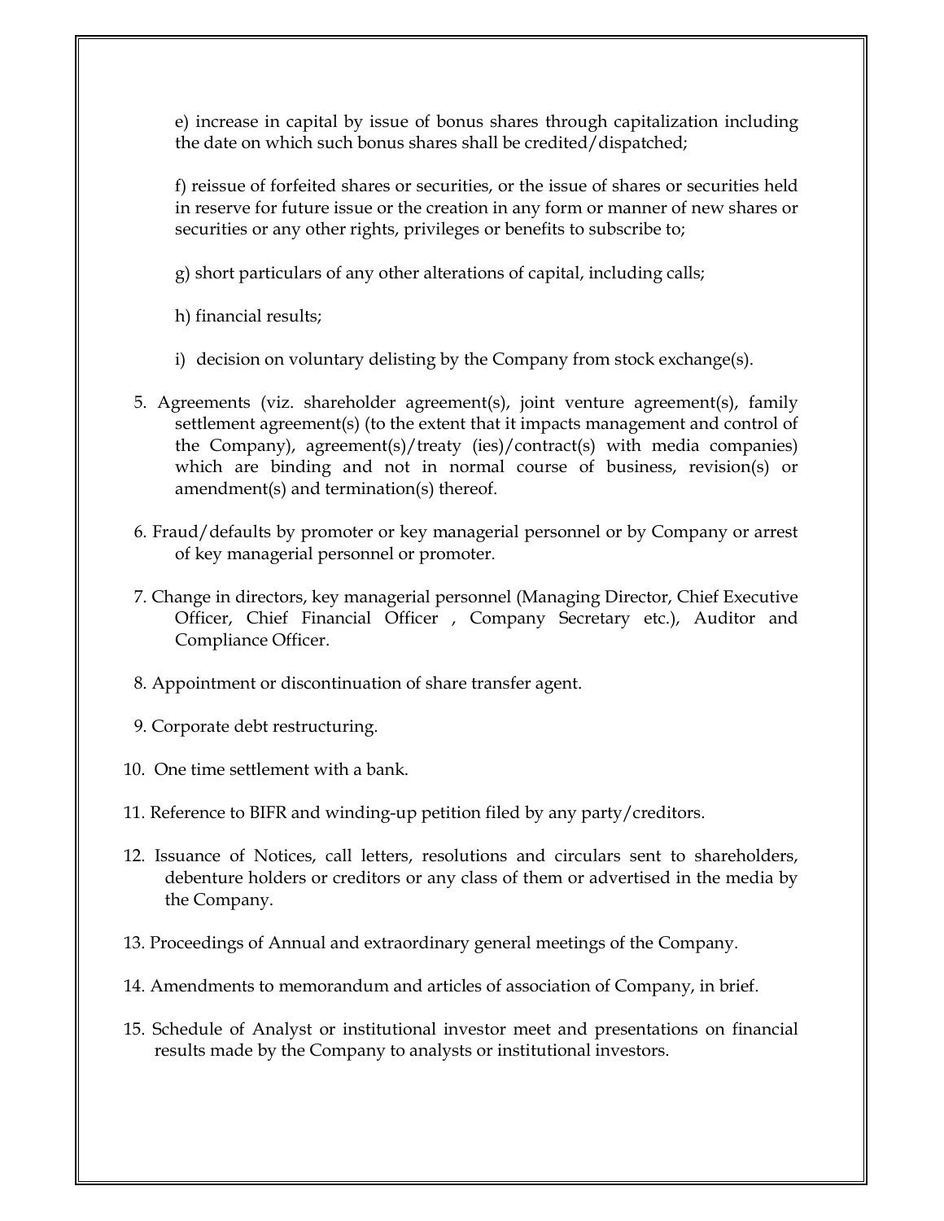e) increase in capital by issue of bonus shares through capitalization including the date on which such bonus shares shall be credited/dispatched;

f) reissue of forfeited shares or securities, or the issue of shares or securities held in reserve for future issue or the creation in any form or manner of new shares or securities or any other rights, privileges or benefits to subscribe to;

g) short particulars of any other alterations of capital, including calls;

h) financial results;

i) decision on voluntary delisting by the Company from stock exchange(s).

5. Agreements (viz. shareholder agreement(s), joint venture agreement(s), family settlement agreement(s) (to the extent that it impacts management and control of the Company), agreement(s)/treaty (ies)/contract(s) with media companies) which are binding and not in normal course of business, revision(s) or amendment(s) and termination(s) thereof.

6. Fraud/defaults by promoter or key managerial personnel or by Company or arrest of key managerial personnel or promoter.

7. Change in directors, key managerial personnel (Managing Director, Chief Executive Officer, Chief Financial Officer , Company Secretary etc.), Auditor and Compliance Officer.

8. Appointment or discontinuation of share transfer agent.

9. Corporate debt restructuring.

10. One time settlement with a bank.

11. Reference to BIFR and winding-up petition filed by any party/creditors.

12. Issuance of Notices, call letters, resolutions and circulars sent to shareholders, debenture holders or creditors or any class of them or advertised in the media by the Company.

13. Proceedings of Annual and extraordinary general meetings of the Company.

14. Amendments to memorandum and articles of association of Company, in brief.

15. Schedule of Analyst or institutional investor meet and presentations on financial results made by the Company to analysts or institutional investors.